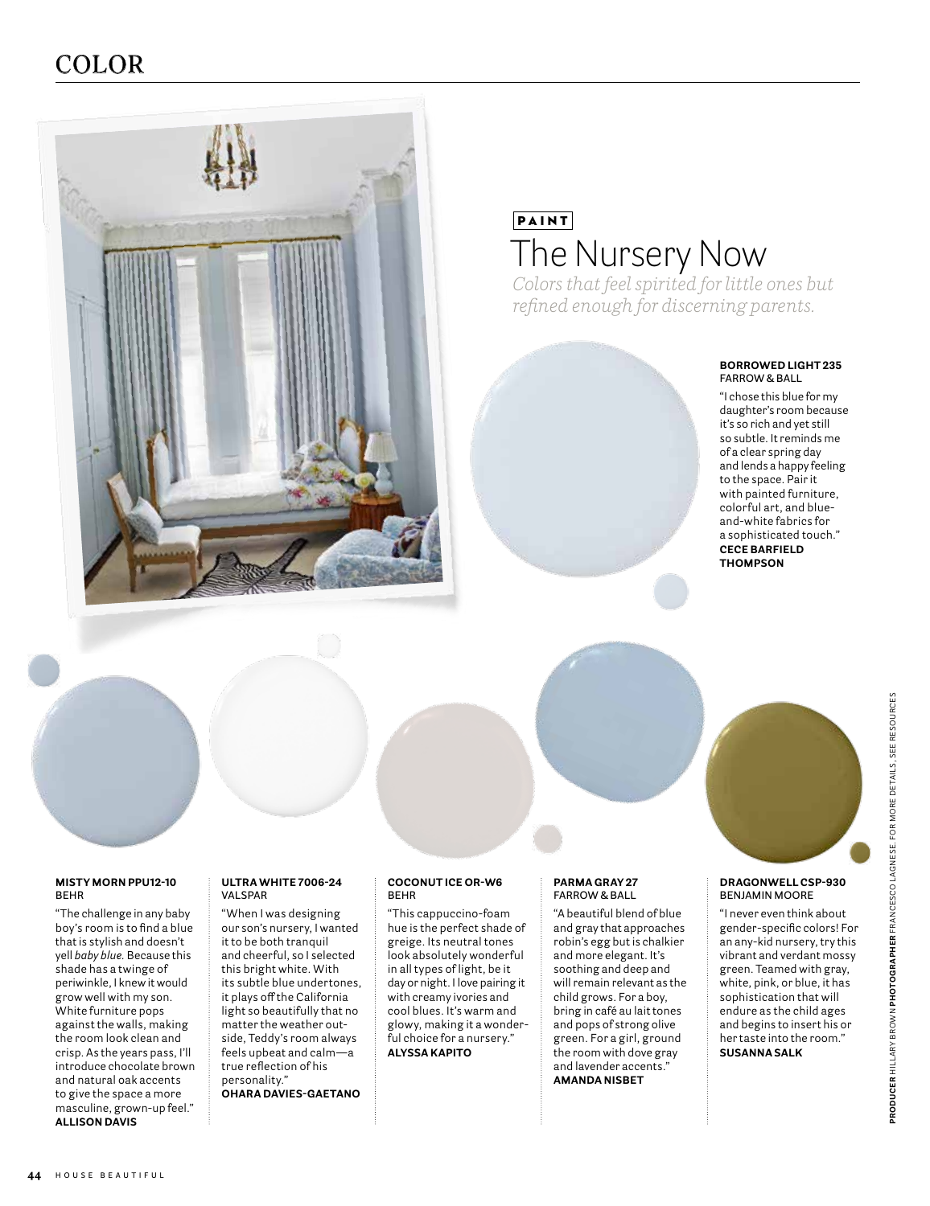# COLOR

PAINT

## The Nursery Now

*Colors that feel spirited for little ones but refined enough for discerning parents.*

**BORROWED LIGHT 235**
FARROW & BALL

"I chose this blue for my daughter's room because it's so rich and yet still so subtle. It reminds me of a clear spring day and lends a happy feeling to the space. Pair it with painted furniture, colorful art, and blue-and-white fabrics for a sophisticated touch."
**CECE BARFIELD THOMPSON**

**MISTY MORN PPU12-10**
BEHR

"The challenge in any baby boy's room is to find a blue that is stylish and doesn't yell *baby blue.* Because this shade has a twinge of periwinkle, I knew it would grow well with my son. White furniture pops against the walls, making the room look clean and crisp. As the years pass, I'll introduce chocolate brown and natural oak accents to give the space a more masculine, grown-up feel."
**ALLISON DAVIS**

**ULTRA WHITE 7006-24**
VALSPAR

"When I was designing our son's nursery, I wanted it to be both tranquil and cheerful, so I selected this bright white. With its subtle blue undertones, it plays off the California light so beautifully that no matter the weather outside, Teddy's room always feels upbeat and calm—a true reflection of his personality."
**OHARA DAVIES-GAETANO**

**COCONUT ICE OR-W6**
BEHR

"This cappuccino-foam hue is the perfect shade of greige. Its neutral tones look absolutely wonderful in all types of light, be it day or night. I love pairing it with creamy ivories and cool blues. It's warm and glowy, making it a wonderful choice for a nursery."
**ALYSSA KAPITO**

**PARMA GRAY 27**
FARROW & BALL

"A beautiful blend of blue and gray that approaches robin's egg but is chalkier and more elegant. It's soothing and deep and will remain relevant as the child grows. For a boy, bring in café au lait tones and pops of strong olive green. For a girl, ground the room with dove gray and lavender accents."
**AMANDA NISBET**

**DRAGONWELL CSP-930**
BENJAMIN MOORE

"I never even think about gender-specific colors! For an any-kid nursery, try this vibrant and verdant mossy green. Teamed with gray, white, pink, or blue, it has sophistication that will endure as the child ages and begins to insert his or her taste into the room."
**SUSANNA SALK**

**PRODUCER** HILLARY BROWN **PHOTOGRAPHER** FRANCESCO LAGNESE. FOR MORE DETAILS, SEE RESOURCES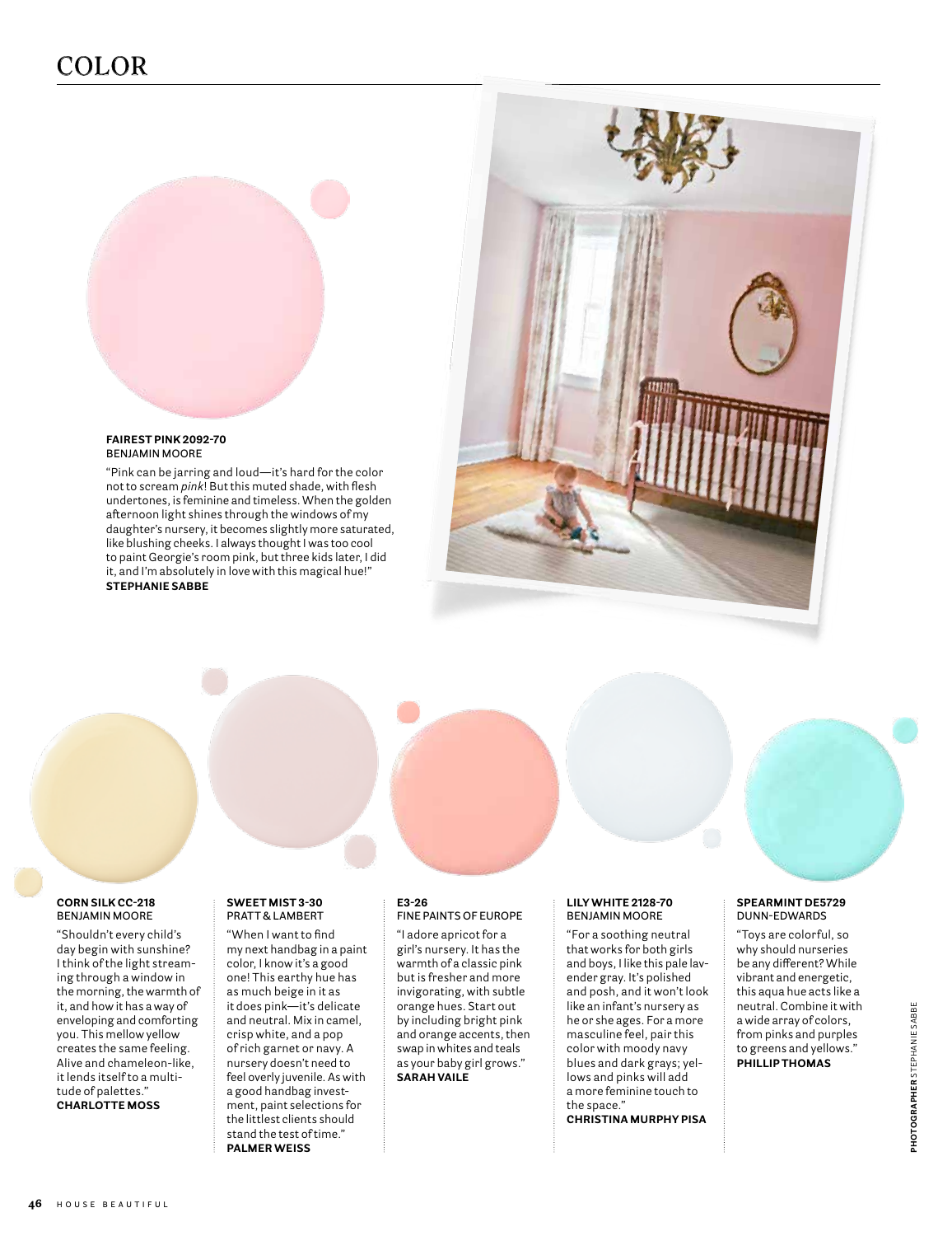# COLOR

**FAIREST PINK 2092-70**
BENJAMIN MOORE

"Pink can be jarring and loud—it's hard for the color not to scream *pink*! But this muted shade, with flesh undertones, is feminine and timeless. When the golden afternoon light shines through the windows of my daughter's nursery, it becomes slightly more saturated, like blushing cheeks. I always thought I was too cool to paint Georgie's room pink, but three kids later, I did it, and I'm absolutely in love with this magical hue!"
**STEPHANIE SABBE**

**CORN SILK CC-218**
BENJAMIN MOORE

"Shouldn't every child's day begin with sunshine? I think of the light streaming through a window in the morning, the warmth of it, and how it has a way of enveloping and comforting you. This mellow yellow creates the same feeling. Alive and chameleon-like, it lends itself to a multitude of palettes."
**CHARLOTTE MOSS**

**SWEET MIST 3-30**
PRATT & LAMBERT

"When I want to find my next handbag in a paint color, I know it's a good one! This earthy hue has as much beige in it as it does pink—it's delicate and neutral. Mix in camel, crisp white, and a pop of rich garnet or navy. A nursery doesn't need to feel overly juvenile. As with a good handbag investment, paint selections for the littlest clients should stand the test of time."
**PALMER WEISS**

**E3-26**
FINE PAINTS OF EUROPE

"I adore apricot for a girl's nursery. It has the warmth of a classic pink but is fresher and more invigorating, with subtle orange hues. Start out by including bright pink and orange accents, then swap in whites and teals as your baby girl grows."
**SARAH VAILE**

**LILY WHITE 2128-70**
BENJAMIN MOORE

"For a soothing neutral that works for both girls and boys, I like this pale lavender gray. It's polished and posh, and it won't look like an infant's nursery as he or she ages. For a more masculine feel, pair this color with moody navy blues and dark grays; yellows and pinks will add a more feminine touch to the space."
**CHRISTINA MURPHY PISA**

**SPEARMINT DE5729**
DUNN-EDWARDS

"Toys are colorful, so why should nurseries be any different? While vibrant and energetic, this aqua hue acts like a neutral. Combine it with a wide array of colors, from pinks and purples to greens and yellows."
**PHILLIP THOMAS**

**PHOTOGRAPHER** STEPHANIE SABBE